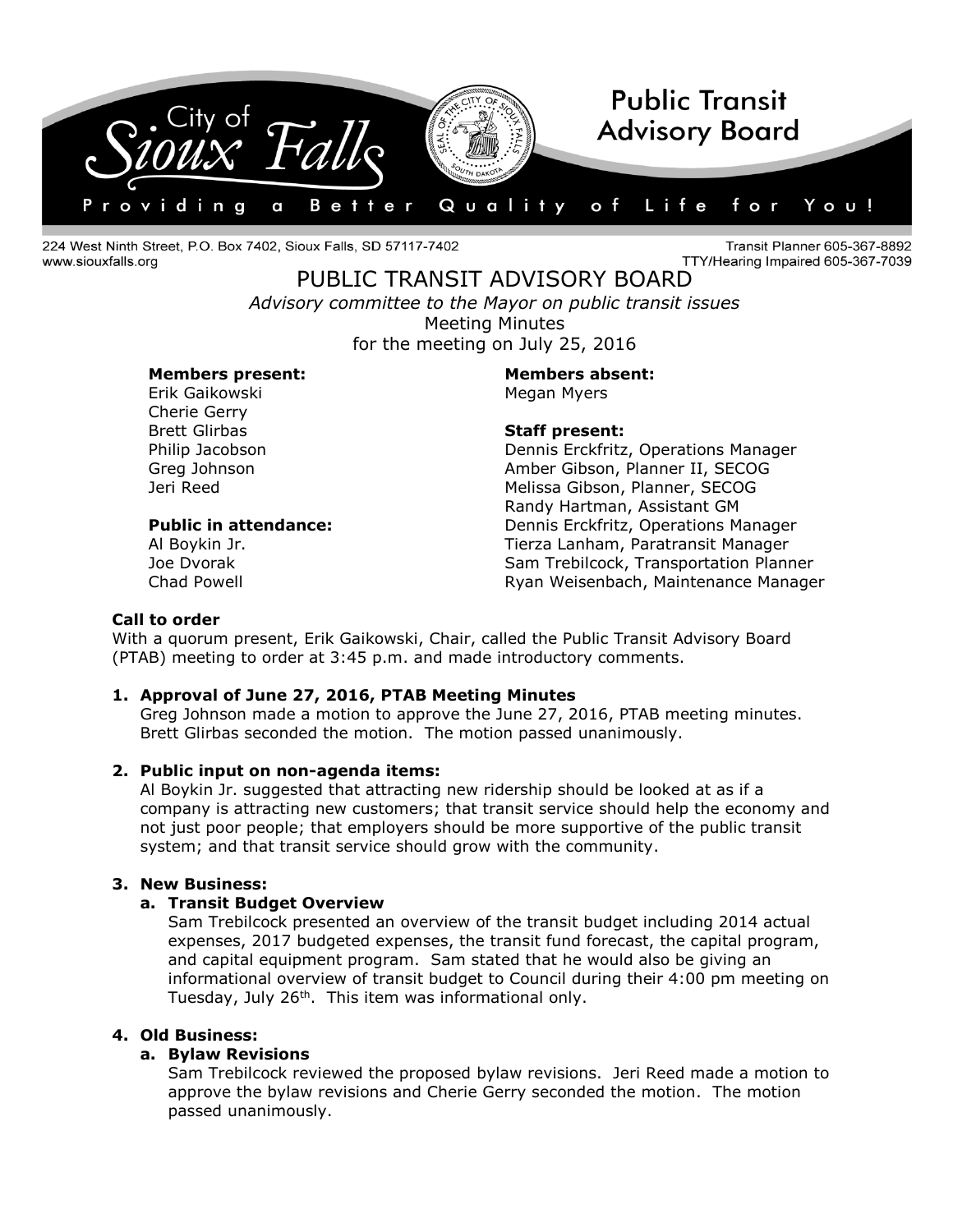City of Sioux Falls — Public Transit Advisory Board

Providing a Better Quality of Life for You!

224 West Ninth Street, P.O. Box 7402, Sioux Falls, SD 57117-7402
www.siouxfalls.org

Transit Planner 605-367-8892
TTY/Hearing Impaired 605-367-7039

# PUBLIC TRANSIT ADVISORY BOARD

*Advisory committee to the Mayor on public transit issues*

Meeting Minutes
for the meeting on July 25, 2016

**Members present:**
Erik Gaikowski
Cherie Gerry
Brett Glirbas
Philip Jacobson
Greg Johnson
Jeri Reed

**Public in attendance:**
Al Boykin Jr.
Joe Dvorak
Chad Powell

**Members absent:**
Megan Myers

**Staff present:**
Dennis Erckfritz, Operations Manager
Amber Gibson, Planner II, SECOG
Melissa Gibson, Planner, SECOG
Randy Hartman, Assistant GM
Dennis Erckfritz, Operations Manager
Tierza Lanham, Paratransit Manager
Sam Trebilcock, Transportation Planner
Ryan Weisenbach, Maintenance Manager

**Call to order**

With a quorum present, Erik Gaikowski, Chair, called the Public Transit Advisory Board (PTAB) meeting to order at 3:45 p.m. and made introductory comments.

1. **Approval of June 27, 2016, PTAB Meeting Minutes**
   Greg Johnson made a motion to approve the June 27, 2016, PTAB meeting minutes. Brett Glirbas seconded the motion. The motion passed unanimously.

2. **Public input on non-agenda items:**
   Al Boykin Jr. suggested that attracting new ridership should be looked at as if a company is attracting new customers; that transit service should help the economy and not just poor people; that employers should be more supportive of the public transit system; and that transit service should grow with the community.

3. **New Business:**
   a. **Transit Budget Overview**
      Sam Trebilcock presented an overview of the transit budget including 2014 actual expenses, 2017 budgeted expenses, the transit fund forecast, the capital program, and capital equipment program. Sam stated that he would also be giving an informational overview of transit budget to Council during their 4:00 pm meeting on Tuesday, July 26th. This item was informational only.

4. **Old Business:**
   a. **Bylaw Revisions**
      Sam Trebilcock reviewed the proposed bylaw revisions. Jeri Reed made a motion to approve the bylaw revisions and Cherie Gerry seconded the motion. The motion passed unanimously.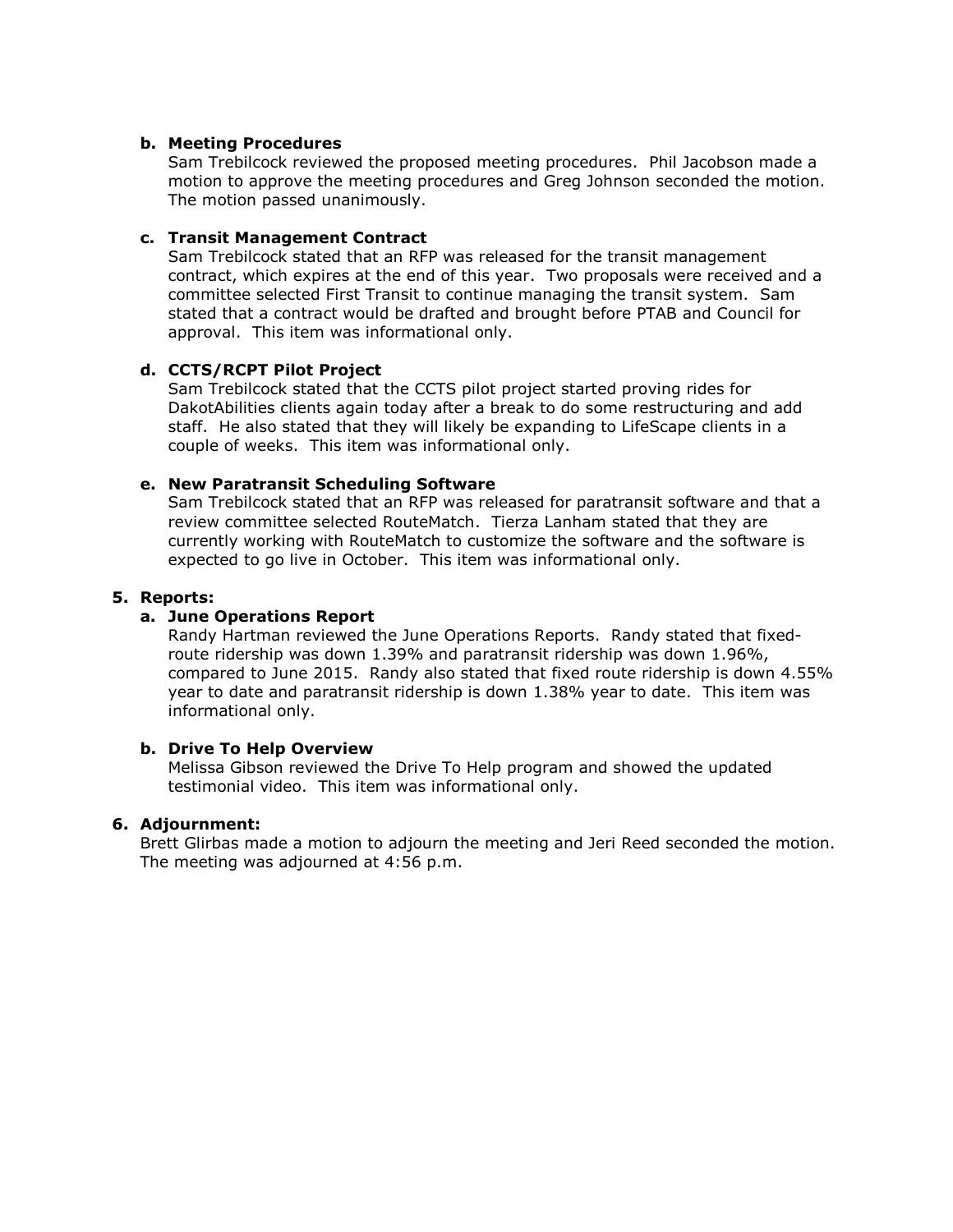**b. Meeting Procedures**

Sam Trebilcock reviewed the proposed meeting procedures. Phil Jacobson made a motion to approve the meeting procedures and Greg Johnson seconded the motion. The motion passed unanimously.

**c. Transit Management Contract**

Sam Trebilcock stated that an RFP was released for the transit management contract, which expires at the end of this year. Two proposals were received and a committee selected First Transit to continue managing the transit system. Sam stated that a contract would be drafted and brought before PTAB and Council for approval. This item was informational only.

**d. CCTS/RCPT Pilot Project**

Sam Trebilcock stated that the CCTS pilot project started proving rides for DakotAbilities clients again today after a break to do some restructuring and add staff. He also stated that they will likely be expanding to LifeScape clients in a couple of weeks. This item was informational only.

**e. New Paratransit Scheduling Software**

Sam Trebilcock stated that an RFP was released for paratransit software and that a review committee selected RouteMatch. Tierza Lanham stated that they are currently working with RouteMatch to customize the software and the software is expected to go live in October. This item was informational only.

**5. Reports:**

**a. June Operations Report**

Randy Hartman reviewed the June Operations Reports. Randy stated that fixed-route ridership was down 1.39% and paratransit ridership was down 1.96%, compared to June 2015. Randy also stated that fixed route ridership is down 4.55% year to date and paratransit ridership is down 1.38% year to date. This item was informational only.

**b. Drive To Help Overview**

Melissa Gibson reviewed the Drive To Help program and showed the updated testimonial video. This item was informational only.

**6. Adjournment:**

Brett Glirbas made a motion to adjourn the meeting and Jeri Reed seconded the motion. The meeting was adjourned at 4:56 p.m.